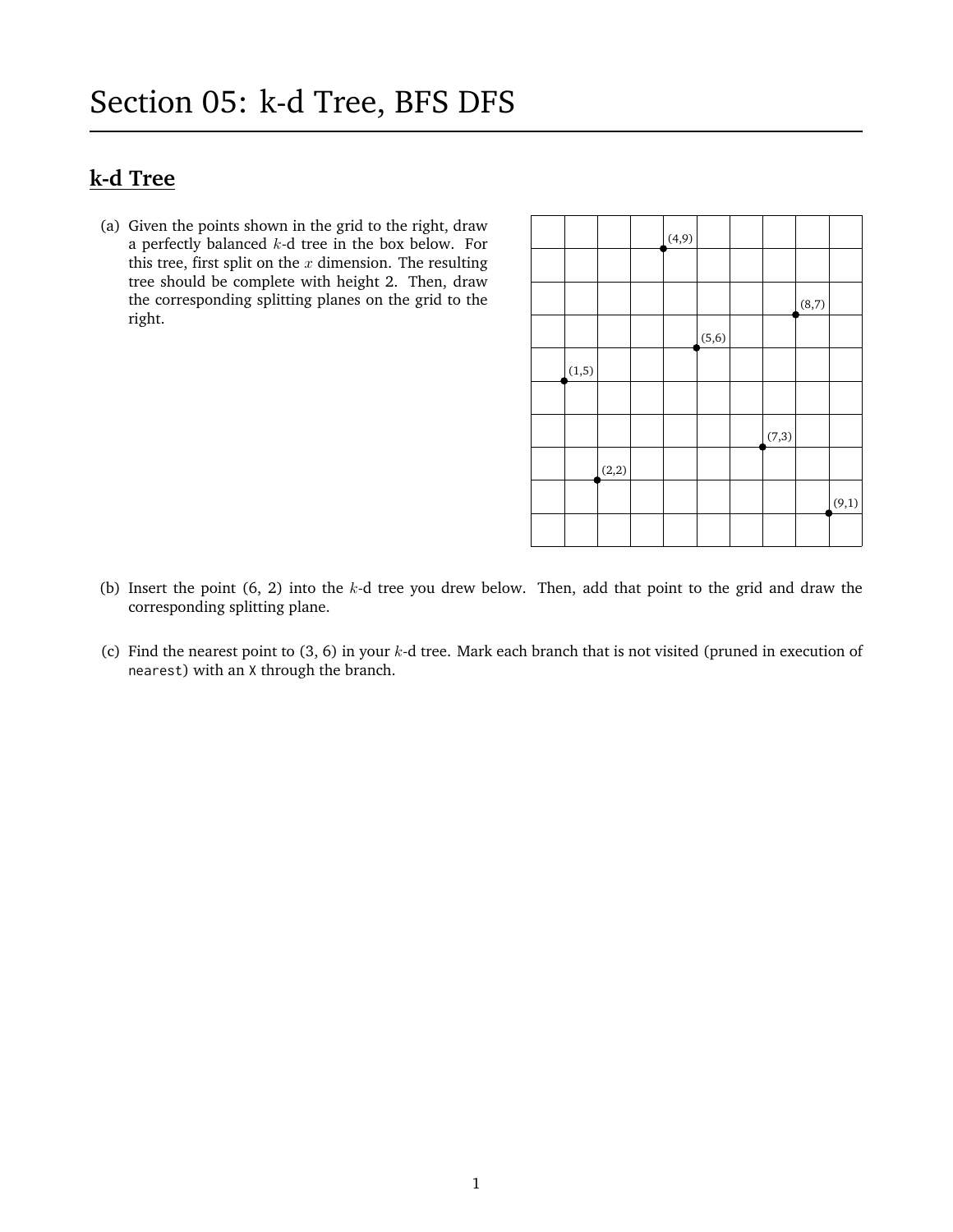# Section 05: k-d Tree, BFS DFS

## k-d Tree

(a) Given the points shown in the grid to the right, draw a perfectly balanced $k$-d tree in the box below. For this tree, first split on the $x$ dimension. The resulting tree should be complete with height 2. Then, draw the corresponding splitting planes on the grid to the right.

(4,9)

(8,7)

(5,6)

(1,5)

(7,3)

(2,2)

(9,1)

(b) Insert the point (6, 2) into the $k$-d tree you drew below. Then, add that point to the grid and draw the corresponding splitting plane.

(c) Find the nearest point to (3, 6) in your $k$-d tree. Mark each branch that is not visited (pruned in execution of `nearest`) with an `X` through the branch.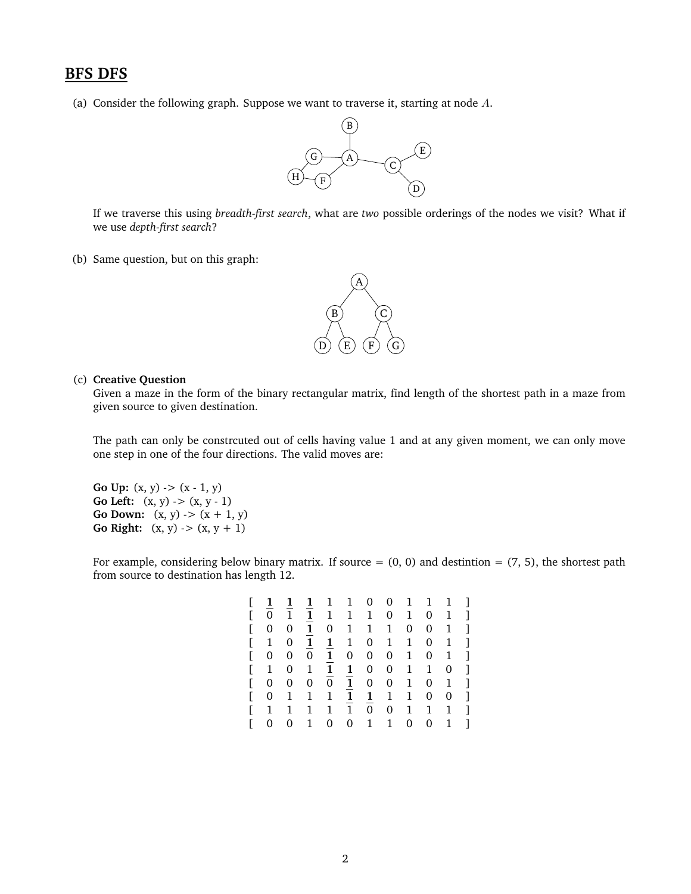## BFS DFS

(a) Consider the following graph. Suppose we want to traverse it, starting at node $A$.

If we traverse this using *breadth-first search*, what are *two* possible orderings of the nodes we visit? What if we use *depth-first search*?

(b) Same question, but on this graph:

(c) **Creative Question**
Given a maze in the form of the binary rectangular matrix, find length of the shortest path in a maze from given source to given destination.

The path can only be constrcuted out of cells having value 1 and at any given moment, we can only move one step in one of the four directions. The valid moves are:

**Go Up:** (x, y) -> (x - 1, y)
**Go Left:** (x, y) -> (x, y - 1)
**Go Down:** (x, y) -> (x + 1, y)
**Go Right:** (x, y) -> (x, y + 1)

For example, considering below binary matrix. If source = (0, 0) and destintion = (7, 5), the shortest path from source to destination has length 12.

```
[ 1 1 1 1 1 0 0 1 1 1 ]
[ 0 1 1 1 1 1 0 1 0 1 ]
[ 0 0 1 0 1 1 1 0 0 1 ]
[ 1 0 1 1 1 0 1 1 0 1 ]
[ 0 0 0 1 0 0 0 1 0 1 ]
[ 1 0 1 1 1 0 0 1 1 0 ]
[ 0 0 0 0 1 0 0 1 0 1 ]
[ 0 1 1 1 1 1 1 1 0 0 ]
[ 1 1 1 1 1 0 0 1 1 1 ]
[ 0 0 1 0 0 1 1 0 0 1 ]
```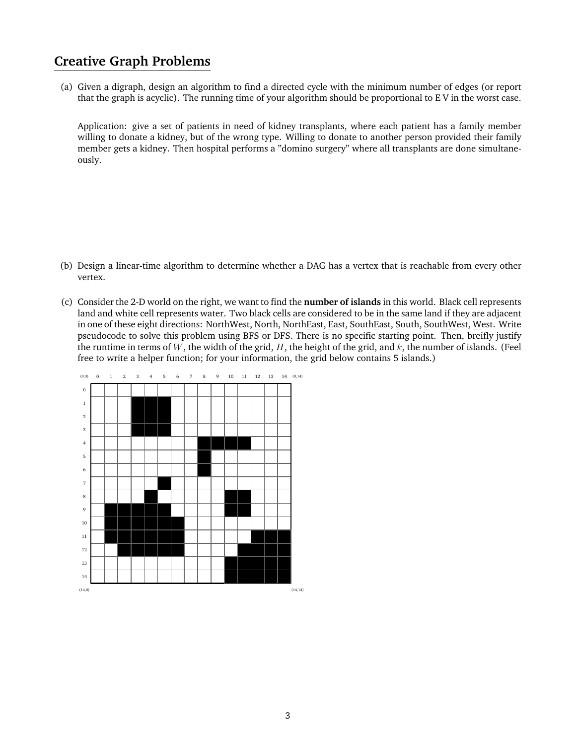## Creative Graph Problems

(a) Given a digraph, design an algorithm to find a directed cycle with the minimum number of edges (or report that the graph is acyclic). The running time of your algorithm should be proportional to E V in the worst case.

Application: give a set of patients in need of kidney transplants, where each patient has a family member willing to donate a kidney, but of the wrong type. Willing to donate to another person provided their family member gets a kidney. Then hospital performs a "domino surgery" where all transplants are done simultaneously.

(b) Design a linear-time algorithm to determine whether a DAG has a vertex that is reachable from every other vertex.

(c) Consider the 2-D world on the right, we want to find the **number of islands** in this world. Black cell represents land and white cell represents water. Two black cells are considered to be in the same land if they are adjacent in one of these eight directions: NorthWest, North, NorthEast, East, SouthEast, South, SouthWest, West. Write pseudocode to solve this problem using BFS or DFS. There is no specific starting point. Then, breifly justify the runtime in terms of $W$, the width of the grid, $H$, the height of the grid, and $k$, the number of islands. (Feel free to write a helper function; for your information, the grid below contains 5 islands.)

(0,0) 0 1 2 3 4 5 6 7 8 9 10 11 12 13 14 (0,14)

0 1 2 3 4 5 6 7 8 9 10 11 12 13 14

(14,0) (14,14)